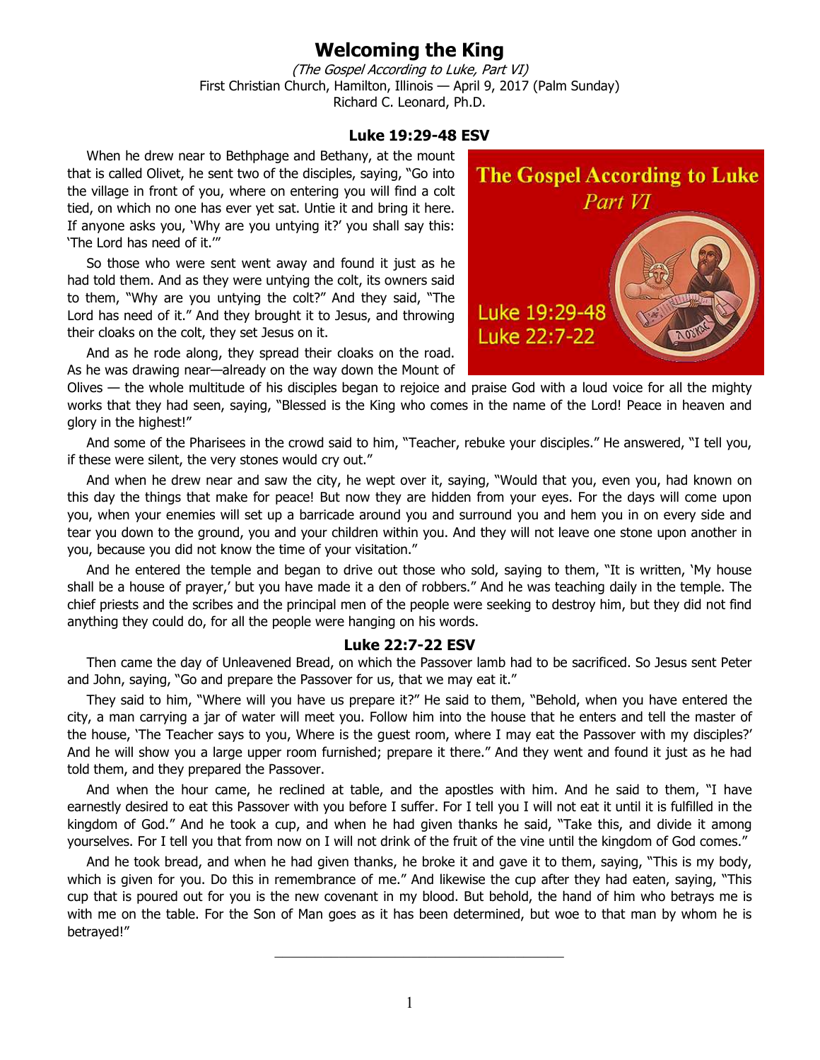# Welcoming the King

*(The Gospel According to Luke, Part VI)*
First Christian Church, Hamilton, Illinois — April 9, 2017 (Palm Sunday)
Richard C. Leonard, Ph.D.

### Luke 19:29-48 ESV

When he drew near to Bethphage and Bethany, at the mount that is called Olivet, he sent two of the disciples, saying, "Go into the village in front of you, where on entering you will find a colt tied, on which no one has ever yet sat. Untie it and bring it here. If anyone asks you, 'Why are you untying it?' you shall say this: 'The Lord has need of it.'"

So those who were sent went away and found it just as he had told them. And as they were untying the colt, its owners said to them, "Why are you untying the colt?" And they said, "The Lord has need of it." And they brought it to Jesus, and throwing their cloaks on the colt, they set Jesus on it.

And as he rode along, they spread their cloaks on the road. As he was drawing near—already on the way down the Mount of Olives — the whole multitude of his disciples began to rejoice and praise God with a loud voice for all the mighty works that they had seen, saying, "Blessed is the King who comes in the name of the Lord! Peace in heaven and glory in the highest!"

And some of the Pharisees in the crowd said to him, "Teacher, rebuke your disciples." He answered, "I tell you, if these were silent, the very stones would cry out."

And when he drew near and saw the city, he wept over it, saying, "Would that you, even you, had known on this day the things that make for peace! But now they are hidden from your eyes. For the days will come upon you, when your enemies will set up a barricade around you and surround you and hem you in on every side and tear you down to the ground, you and your children within you. And they will not leave one stone upon another in you, because you did not know the time of your visitation."

And he entered the temple and began to drive out those who sold, saying to them, "It is written, 'My house shall be a house of prayer,' but you have made it a den of robbers." And he was teaching daily in the temple. The chief priests and the scribes and the principal men of the people were seeking to destroy him, but they did not find anything they could do, for all the people were hanging on his words.

### Luke 22:7-22 ESV

Then came the day of Unleavened Bread, on which the Passover lamb had to be sacrificed. So Jesus sent Peter and John, saying, "Go and prepare the Passover for us, that we may eat it."

They said to him, "Where will you have us prepare it?" He said to them, "Behold, when you have entered the city, a man carrying a jar of water will meet you. Follow him into the house that he enters and tell the master of the house, 'The Teacher says to you, Where is the guest room, where I may eat the Passover with my disciples?' And he will show you a large upper room furnished; prepare it there." And they went and found it just as he had told them, and they prepared the Passover.

And when the hour came, he reclined at table, and the apostles with him. And he said to them, "I have earnestly desired to eat this Passover with you before I suffer. For I tell you I will not eat it until it is fulfilled in the kingdom of God." And he took a cup, and when he had given thanks he said, "Take this, and divide it among yourselves. For I tell you that from now on I will not drink of the fruit of the vine until the kingdom of God comes."

And he took bread, and when he had given thanks, he broke it and gave it to them, saying, "This is my body, which is given for you. Do this in remembrance of me." And likewise the cup after they had eaten, saying, "This cup that is poured out for you is the new covenant in my blood. But behold, the hand of him who betrays me is with me on the table. For the Son of Man goes as it has been determined, but woe to that man by whom he is betrayed!"

---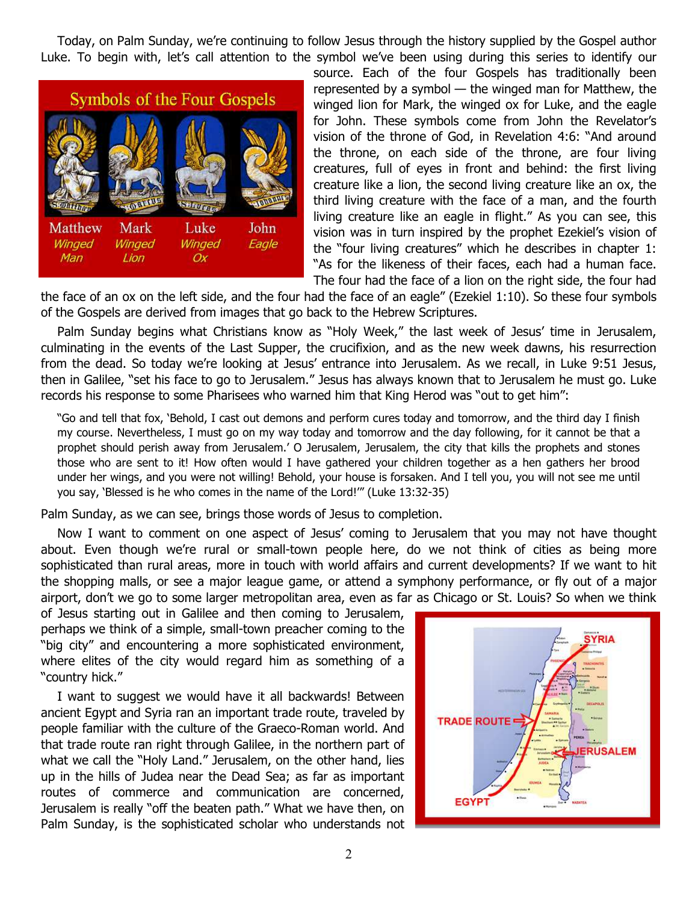Today, on Palm Sunday, we're continuing to follow Jesus through the history supplied by the Gospel author Luke. To begin with, let's call attention to the symbol we've been using during this series to identify our source. Each of the four Gospels has traditionally been represented by a symbol — the winged man for Matthew, the winged lion for Mark, the winged ox for Luke, and the eagle for John. These symbols come from John the Revelator's vision of the throne of God, in Revelation 4:6: "And around the throne, on each side of the throne, are four living creatures, full of eyes in front and behind: the first living creature like a lion, the second living creature like an ox, the third living creature with the face of a man, and the fourth living creature like an eagle in flight." As you can see, this vision was in turn inspired by the prophet Ezekiel's vision of the "four living creatures" which he describes in chapter 1: "As for the likeness of their faces, each had a human face. The four had the face of a lion on the right side, the four had the face of an ox on the left side, and the four had the face of an eagle" (Ezekiel 1:10). So these four symbols of the Gospels are derived from images that go back to the Hebrew Scriptures.

Symbols of the Four Gospels

Matthew *Winged Man* — Mark *Winged Lion* — Luke *Winged Ox* — John *Eagle*

Palm Sunday begins what Christians know as "Holy Week," the last week of Jesus' time in Jerusalem, culminating in the events of the Last Supper, the crucifixion, and as the new week dawns, his resurrection from the dead. So today we're looking at Jesus' entrance into Jerusalem. As we recall, in Luke 9:51 Jesus, then in Galilee, "set his face to go to Jerusalem." Jesus has always known that to Jerusalem he must go. Luke records his response to some Pharisees who warned him that King Herod was "out to get him":

> "Go and tell that fox, 'Behold, I cast out demons and perform cures today and tomorrow, and the third day I finish my course. Nevertheless, I must go on my way today and tomorrow and the day following, for it cannot be that a prophet should perish away from Jerusalem.' O Jerusalem, Jerusalem, the city that kills the prophets and stones those who are sent to it! How often would I have gathered your children together as a hen gathers her brood under her wings, and you were not willing! Behold, your house is forsaken. And I tell you, you will not see me until you say, 'Blessed is he who comes in the name of the Lord!'" (Luke 13:32-35)

Palm Sunday, as we can see, brings those words of Jesus to completion.

Now I want to comment on one aspect of Jesus' coming to Jerusalem that you may not have thought about. Even though we're rural or small-town people here, do we not think of cities as being more sophisticated than rural areas, more in touch with world affairs and current developments? If we want to hit the shopping malls, or see a major league game, or attend a symphony performance, or fly out of a major airport, don't we go to some larger metropolitan area, even as far as Chicago or St. Louis? So when we think of Jesus starting out in Galilee and then coming to Jerusalem, perhaps we think of a simple, small-town preacher coming to the "big city" and encountering a more sophisticated environment, where elites of the city would regard him as something of a "country hick."

I want to suggest we would have it all backwards! Between ancient Egypt and Syria ran an important trade route, traveled by people familiar with the culture of the Graeco-Roman world. And that trade route ran right through Galilee, in the northern part of what we call the "Holy Land." Jerusalem, on the other hand, lies up in the hills of Judea near the Dead Sea; as far as important routes of commerce and communication are concerned, Jerusalem is really "off the beaten path." What we have then, on Palm Sunday, is the sophisticated scholar who understands not

SYRIA — TRADE ROUTE — JERUSALEM — EGYPT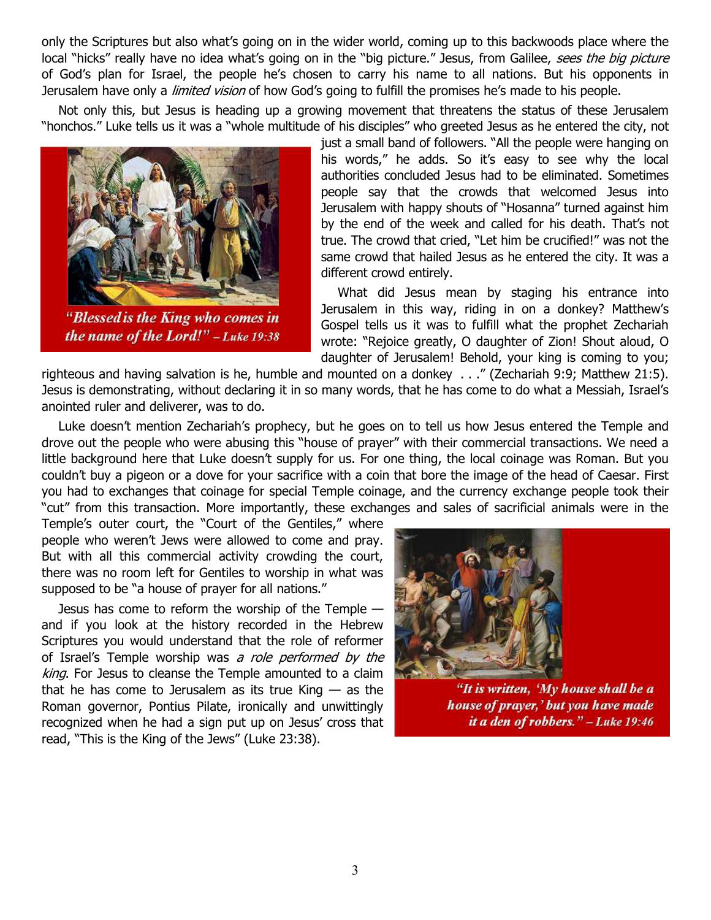only the Scriptures but also what's going on in the wider world, coming up to this backwoods place where the local "hicks" really have no idea what's going on in the "big picture." Jesus, from Galilee, *sees the big picture* of God's plan for Israel, the people he's chosen to carry his name to all nations. But his opponents in Jerusalem have only a *limited vision* of how God's going to fulfill the promises he's made to his people.

Not only this, but Jesus is heading up a growing movement that threatens the status of these Jerusalem "honchos." Luke tells us it was a "whole multitude of his disciples" who greeted Jesus as he entered the city, not just a small band of followers. "All the people were hanging on his words," he adds. So it's easy to see why the local authorities concluded Jesus had to be eliminated. Sometimes people say that the crowds that welcomed Jesus into Jerusalem with happy shouts of "Hosanna" turned against him by the end of the week and called for his death. That's not true. The crowd that cried, "Let him be crucified!" was not the same crowd that hailed Jesus as he entered the city. It was a different crowd entirely.

*"Blessed is the King who comes in the name of the Lord!" – Luke 19:38*

What did Jesus mean by staging his entrance into Jerusalem in this way, riding in on a donkey? Matthew's Gospel tells us it was to fulfill what the prophet Zechariah wrote: "Rejoice greatly, O daughter of Zion! Shout aloud, O daughter of Jerusalem! Behold, your king is coming to you; righteous and having salvation is he, humble and mounted on a donkey . . ." (Zechariah 9:9; Matthew 21:5). Jesus is demonstrating, without declaring it in so many words, that he has come to do what a Messiah, Israel's anointed ruler and deliverer, was to do.

Luke doesn't mention Zechariah's prophecy, but he goes on to tell us how Jesus entered the Temple and drove out the people who were abusing this "house of prayer" with their commercial transactions. We need a little background here that Luke doesn't supply for us. For one thing, the local coinage was Roman. But you couldn't buy a pigeon or a dove for your sacrifice with a coin that bore the image of the head of Caesar. First you had to exchanges that coinage for special Temple coinage, and the currency exchange people took their "cut" from this transaction. More importantly, these exchanges and sales of sacrificial animals were in the Temple's outer court, the "Court of the Gentiles," where people who weren't Jews were allowed to come and pray. But with all this commercial activity crowding the court, there was no room left for Gentiles to worship in what was supposed to be "a house of prayer for all nations."

Jesus has come to reform the worship of the Temple — and if you look at the history recorded in the Hebrew Scriptures you would understand that the role of reformer of Israel's Temple worship was *a role performed by the king*. For Jesus to cleanse the Temple amounted to a claim that he has come to Jerusalem as its true King — as the Roman governor, Pontius Pilate, ironically and unwittingly recognized when he had a sign put up on Jesus' cross that read, "This is the King of the Jews" (Luke 23:38).

*"It is written, 'My house shall be a house of prayer,' but you have made it a den of robbers." – Luke 19:46*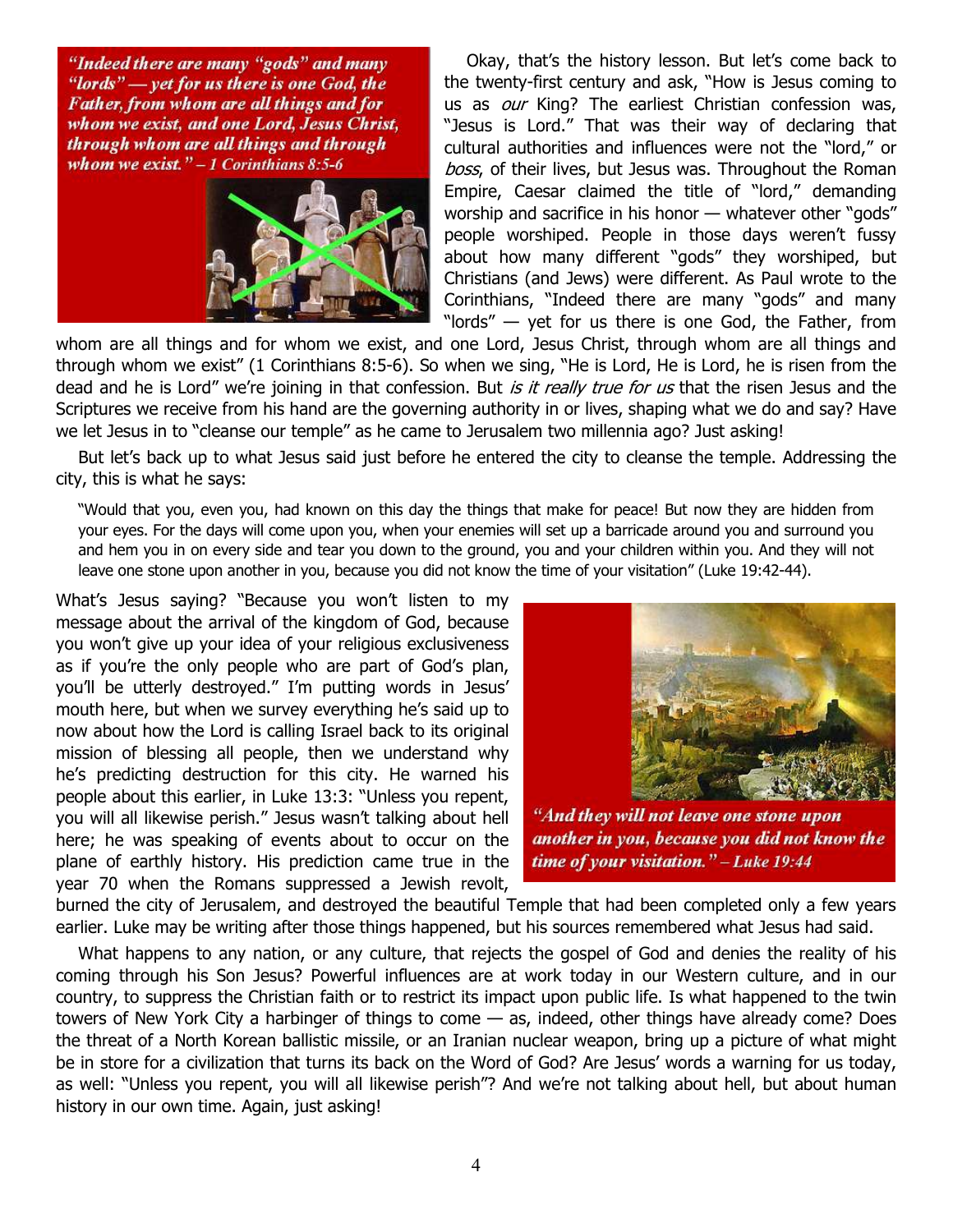*"Indeed there are many "gods" and many "lords" — yet for us there is one God, the Father, from whom are all things and for whom we exist, and one Lord, Jesus Christ, through whom are all things and through whom we exist." – 1 Corinthians 8:5-6*

Okay, that's the history lesson. But let's come back to the twenty-first century and ask, "How is Jesus coming to us as *our* King? The earliest Christian confession was, "Jesus is Lord." That was their way of declaring that cultural authorities and influences were not the "lord," or *boss*, of their lives, but Jesus was. Throughout the Roman Empire, Caesar claimed the title of "lord," demanding worship and sacrifice in his honor — whatever other "gods" people worshiped. People in those days weren't fussy about how many different "gods" they worshiped, but Christians (and Jews) were different. As Paul wrote to the Corinthians, "Indeed there are many "gods" and many "lords" — yet for us there is one God, the Father, from whom are all things and for whom we exist, and one Lord, Jesus Christ, through whom are all things and through whom we exist" (1 Corinthians 8:5-6). So when we sing, "He is Lord, He is Lord, he is risen from the dead and he is Lord" we're joining in that confession. But *is it really true for us* that the risen Jesus and the Scriptures we receive from his hand are the governing authority in or lives, shaping what we do and say? Have we let Jesus in to "cleanse our temple" as he came to Jerusalem two millennia ago? Just asking!

But let's back up to what Jesus said just before he entered the city to cleanse the temple. Addressing the city, this is what he says:

> "Would that you, even you, had known on this day the things that make for peace! But now they are hidden from your eyes. For the days will come upon you, when your enemies will set up a barricade around you and surround you and hem you in on every side and tear you down to the ground, you and your children within you. And they will not leave one stone upon another in you, because you did not know the time of your visitation" (Luke 19:42-44).

What's Jesus saying? "Because you won't listen to my message about the arrival of the kingdom of God, because you won't give up your idea of your religious exclusiveness as if you're the only people who are part of God's plan, you'll be utterly destroyed." I'm putting words in Jesus' mouth here, but when we survey everything he's said up to now about how the Lord is calling Israel back to its original mission of blessing all people, then we understand why he's predicting destruction for this city. He warned his people about this earlier, in Luke 13:3: "Unless you repent, you will all likewise perish." Jesus wasn't talking about hell here; he was speaking of events about to occur on the plane of earthly history. His prediction came true in the year 70 when the Romans suppressed a Jewish revolt, burned the city of Jerusalem, and destroyed the beautiful Temple that had been completed only a few years earlier. Luke may be writing after those things happened, but his sources remembered what Jesus had said.

*"And they will not leave one stone upon another in you, because you did not know the time of your visitation." – Luke 19:44*

What happens to any nation, or any culture, that rejects the gospel of God and denies the reality of his coming through his Son Jesus? Powerful influences are at work today in our Western culture, and in our country, to suppress the Christian faith or to restrict its impact upon public life. Is what happened to the twin towers of New York City a harbinger of things to come — as, indeed, other things have already come? Does the threat of a North Korean ballistic missile, or an Iranian nuclear weapon, bring up a picture of what might be in store for a civilization that turns its back on the Word of God? Are Jesus' words a warning for us today, as well: "Unless you repent, you will all likewise perish"? And we're not talking about hell, but about human history in our own time. Again, just asking!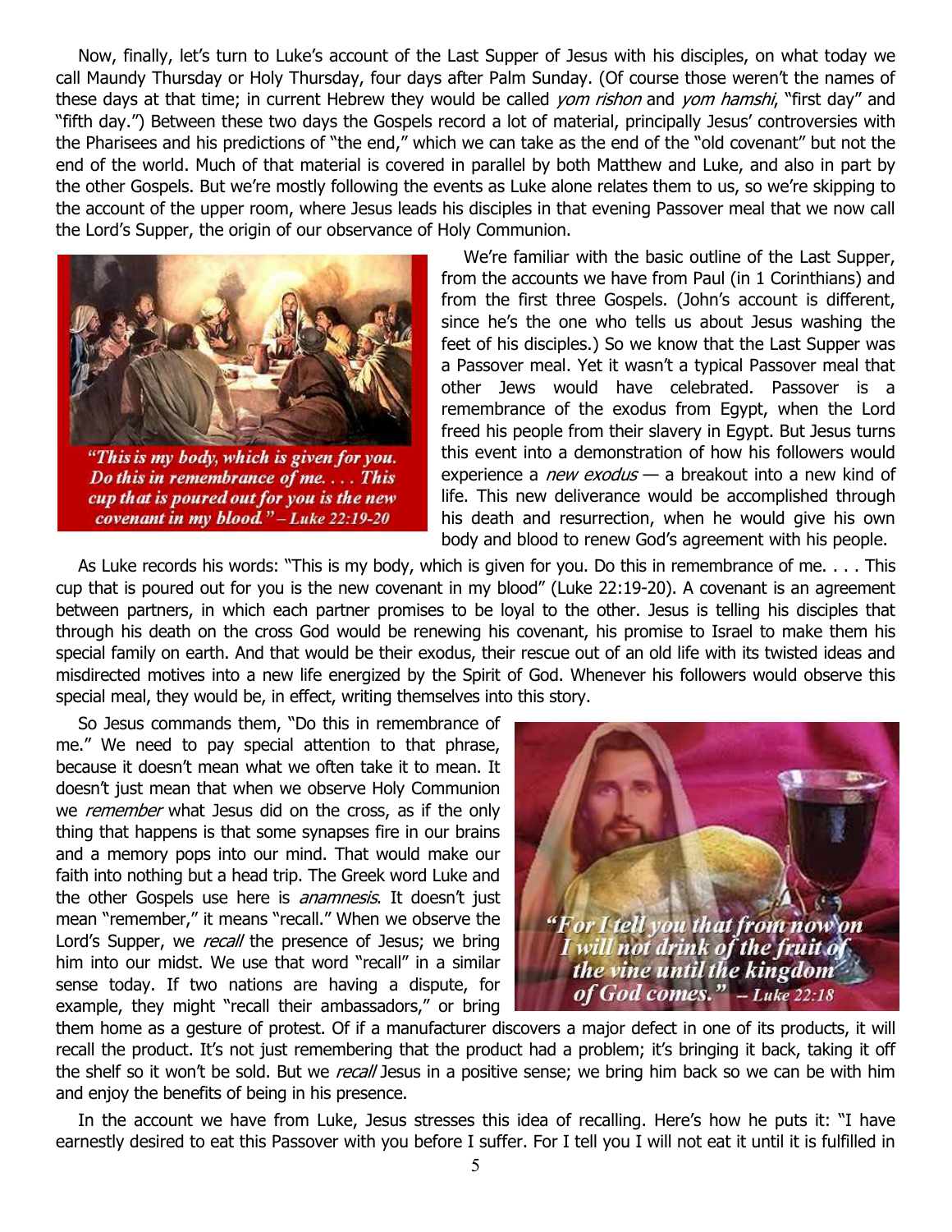Now, finally, let's turn to Luke's account of the Last Supper of Jesus with his disciples, on what today we call Maundy Thursday or Holy Thursday, four days after Palm Sunday. (Of course those weren't the names of these days at that time; in current Hebrew they would be called *yom rishon* and *yom hamshi*, "first day" and "fifth day.") Between these two days the Gospels record a lot of material, principally Jesus' controversies with the Pharisees and his predictions of "the end," which we can take as the end of the "old covenant" but not the end of the world. Much of that material is covered in parallel by both Matthew and Luke, and also in part by the other Gospels. But we're mostly following the events as Luke alone relates them to us, so we're skipping to the account of the upper room, where Jesus leads his disciples in that evening Passover meal that we now call the Lord's Supper, the origin of our observance of Holy Communion.

*"This is my body, which is given for you. Do this in remembrance of me. . . . This cup that is poured out for you is the new covenant in my blood." – Luke 22:19-20*

We're familiar with the basic outline of the Last Supper, from the accounts we have from Paul (in 1 Corinthians) and from the first three Gospels. (John's account is different, since he's the one who tells us about Jesus washing the feet of his disciples.) So we know that the Last Supper was a Passover meal. Yet it wasn't a typical Passover meal that other Jews would have celebrated. Passover is a remembrance of the exodus from Egypt, when the Lord freed his people from their slavery in Egypt. But Jesus turns this event into a demonstration of how his followers would experience a *new exodus* — a breakout into a new kind of life. This new deliverance would be accomplished through his death and resurrection, when he would give his own body and blood to renew God's agreement with his people.

As Luke records his words: "This is my body, which is given for you. Do this in remembrance of me. . . . This cup that is poured out for you is the new covenant in my blood" (Luke 22:19-20). A covenant is an agreement between partners, in which each partner promises to be loyal to the other. Jesus is telling his disciples that through his death on the cross God would be renewing his covenant, his promise to Israel to make them his special family on earth. And that would be their exodus, their rescue out of an old life with its twisted ideas and misdirected motives into a new life energized by the Spirit of God. Whenever his followers would observe this special meal, they would be, in effect, writing themselves into this story.

So Jesus commands them, "Do this in remembrance of me." We need to pay special attention to that phrase, because it doesn't mean what we often take it to mean. It doesn't just mean that when we observe Holy Communion we *remember* what Jesus did on the cross, as if the only thing that happens is that some synapses fire in our brains and a memory pops into our mind. That would make our faith into nothing but a head trip. The Greek word Luke and the other Gospels use here is *anamnesis*. It doesn't just mean "remember," it means "recall." When we observe the Lord's Supper, we *recall* the presence of Jesus; we bring him into our midst. We use that word "recall" in a similar sense today. If two nations are having a dispute, for example, they might "recall their ambassadors," or bring them home as a gesture of protest. Of if a manufacturer discovers a major defect in one of its products, it will recall the product. It's not just remembering that the product had a problem; it's bringing it back, taking it off the shelf so it won't be sold. But we *recall* Jesus in a positive sense; we bring him back so we can be with him and enjoy the benefits of being in his presence.

*"For I tell you that from now on I will not drink of the fruit of the vine until the kingdom of God comes." – Luke 22:18*

In the account we have from Luke, Jesus stresses this idea of recalling. Here's how he puts it: "I have earnestly desired to eat this Passover with you before I suffer. For I tell you I will not eat it until it is fulfilled in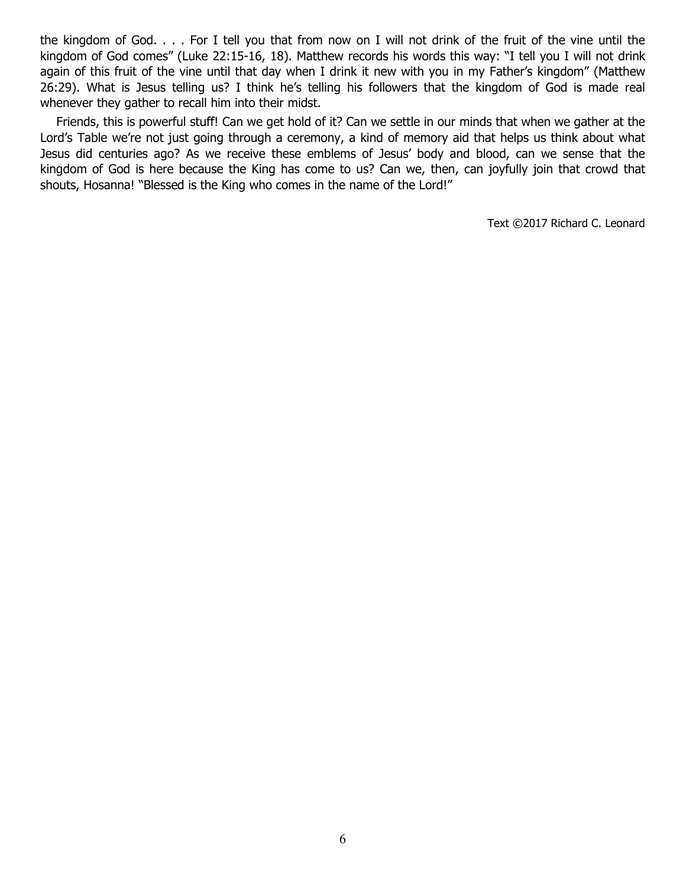the kingdom of God. . . . For I tell you that from now on I will not drink of the fruit of the vine until the kingdom of God comes" (Luke 22:15-16, 18). Matthew records his words this way: "I tell you I will not drink again of this fruit of the vine until that day when I drink it new with you in my Father's kingdom" (Matthew 26:29). What is Jesus telling us? I think he's telling his followers that the kingdom of God is made real whenever they gather to recall him into their midst.

Friends, this is powerful stuff! Can we get hold of it? Can we settle in our minds that when we gather at the Lord's Table we're not just going through a ceremony, a kind of memory aid that helps us think about what Jesus did centuries ago? As we receive these emblems of Jesus' body and blood, can we sense that the kingdom of God is here because the King has come to us? Can we, then, can joyfully join that crowd that shouts, Hosanna! "Blessed is the King who comes in the name of the Lord!"

Text ©2017 Richard C. Leonard